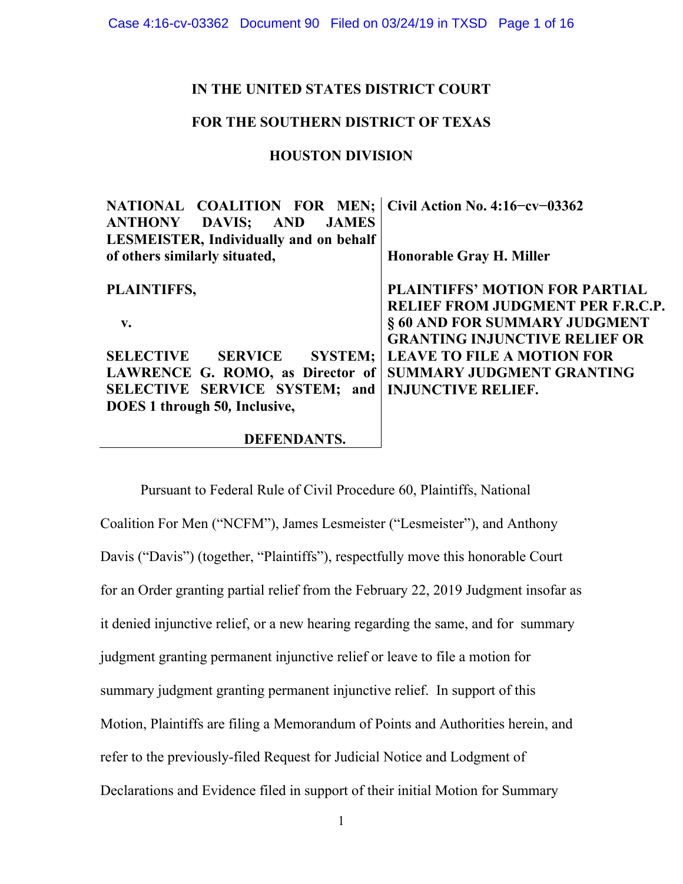**IN THE UNITED STATES DISTRICT COURT**

**FOR THE SOUTHERN DISTRICT OF TEXAS**

**HOUSTON DIVISION**

| | |
|---|---|
| **NATIONAL COALITION FOR MEN; ANTHONY DAVIS; AND JAMES LESMEISTER, Individually and on behalf of others similarly situated,**<br><br>**PLAINTIFFS,**<br><br>**v.**<br><br>**SELECTIVE SERVICE SYSTEM; LAWRENCE G. ROMO, as Director of SELECTIVE SERVICE SYSTEM; and DOES 1 through 50, Inclusive,**<br><br>**DEFENDANTS.** | **Civil Action No. 4:16−cv−03362**<br><br>**Honorable Gray H. Miller**<br><br>**PLAINTIFFS' MOTION FOR PARTIAL RELIEF FROM JUDGMENT PER F.R.C.P. § 60 AND FOR SUMMARY JUDGMENT GRANTING INJUNCTIVE RELIEF OR LEAVE TO FILE A MOTION FOR SUMMARY JUDGMENT GRANTING INJUNCTIVE RELIEF.** |

Pursuant to Federal Rule of Civil Procedure 60, Plaintiffs, National Coalition For Men ("NCFM"), James Lesmeister ("Lesmeister"), and Anthony Davis ("Davis") (together, "Plaintiffs"), respectfully move this honorable Court for an Order granting partial relief from the February 22, 2019 Judgment insofar as it denied injunctive relief, or a new hearing regarding the same, and for summary judgment granting permanent injunctive relief or leave to file a motion for summary judgment granting permanent injunctive relief. In support of this Motion, Plaintiffs are filing a Memorandum of Points and Authorities herein, and refer to the previously-filed Request for Judicial Notice and Lodgment of Declarations and Evidence filed in support of their initial Motion for Summary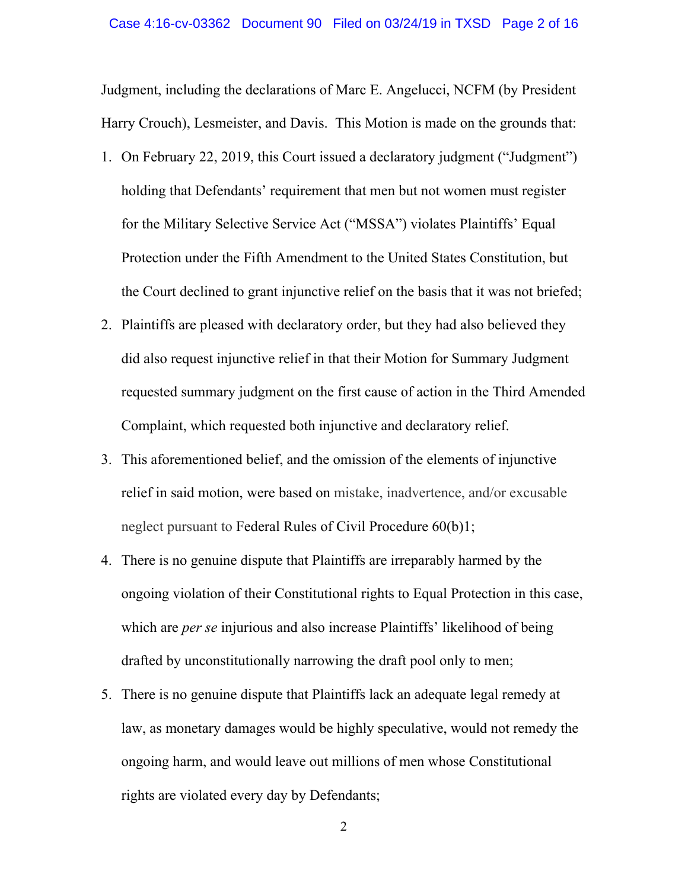Judgment, including the declarations of Marc E. Angelucci, NCFM (by President Harry Crouch), Lesmeister, and Davis. This Motion is made on the grounds that:

1. On February 22, 2019, this Court issued a declaratory judgment ("Judgment") holding that Defendants' requirement that men but not women must register for the Military Selective Service Act ("MSSA") violates Plaintiffs' Equal Protection under the Fifth Amendment to the United States Constitution, but the Court declined to grant injunctive relief on the basis that it was not briefed;
2. Plaintiffs are pleased with declaratory order, but they had also believed they did also request injunctive relief in that their Motion for Summary Judgment requested summary judgment on the first cause of action in the Third Amended Complaint, which requested both injunctive and declaratory relief.
3. This aforementioned belief, and the omission of the elements of injunctive relief in said motion, were based on mistake, inadvertence, and/or excusable neglect pursuant to Federal Rules of Civil Procedure 60(b)1;
4. There is no genuine dispute that Plaintiffs are irreparably harmed by the ongoing violation of their Constitutional rights to Equal Protection in this case, which are *per se* injurious and also increase Plaintiffs' likelihood of being drafted by unconstitutionally narrowing the draft pool only to men;
5. There is no genuine dispute that Plaintiffs lack an adequate legal remedy at law, as monetary damages would be highly speculative, would not remedy the ongoing harm, and would leave out millions of men whose Constitutional rights are violated every day by Defendants;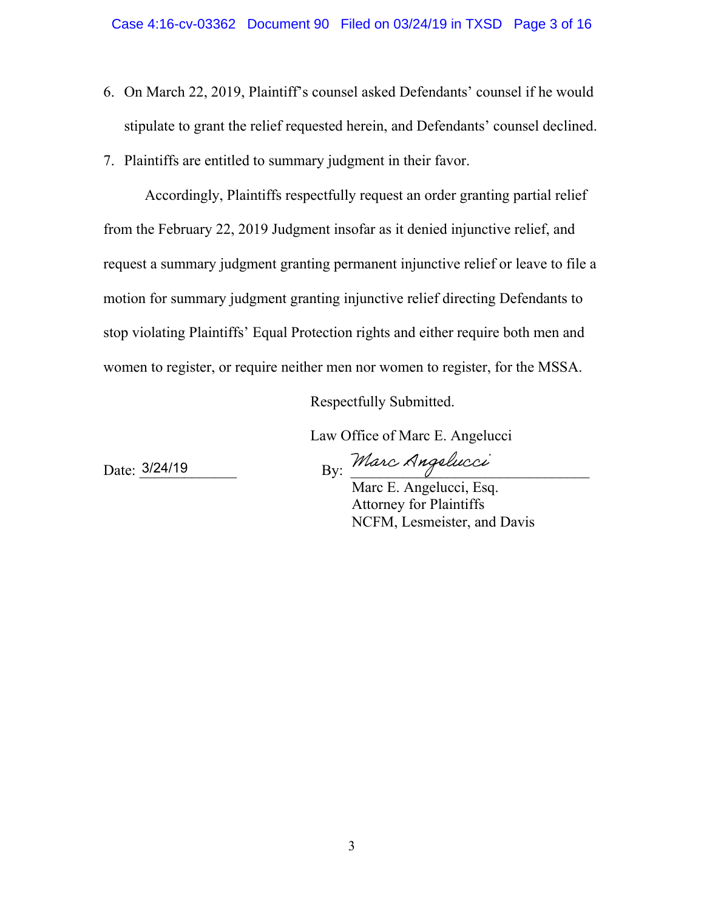6. On March 22, 2019, Plaintiff's counsel asked Defendants' counsel if he would stipulate to grant the relief requested herein, and Defendants' counsel declined.
7. Plaintiffs are entitled to summary judgment in their favor.

Accordingly, Plaintiffs respectfully request an order granting partial relief from the February 22, 2019 Judgment insofar as it denied injunctive relief, and request a summary judgment granting permanent injunctive relief or leave to file a motion for summary judgment granting injunctive relief directing Defendants to stop violating Plaintiffs' Equal Protection rights and either require both men and women to register, or require neither men nor women to register, for the MSSA.

Respectfully Submitted.

Law Office of Marc E. Angelucci

Date: 3/24/19

By: *Marc Angelucci*

Marc E. Angelucci, Esq.
Attorney for Plaintiffs
NCFM, Lesmeister, and Davis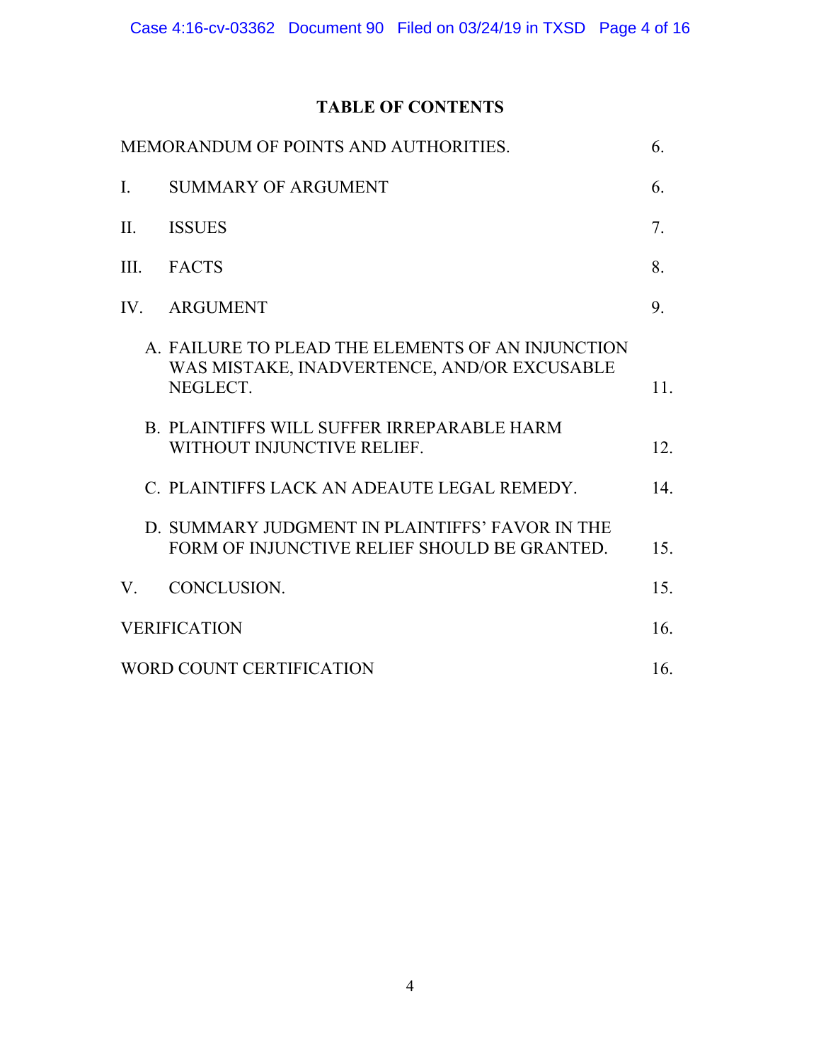## TABLE OF CONTENTS

| | | |
|---|---|---|
| MEMORANDUM OF POINTS AND AUTHORITIES. | | 6. |
| I. | SUMMARY OF ARGUMENT | 6. |
| II. | ISSUES | 7. |
| III. | FACTS | 8. |
| IV. | ARGUMENT | 9. |
| | A. FAILURE TO PLEAD THE ELEMENTS OF AN INJUNCTION WAS MISTAKE, INADVERTENCE, AND/OR EXCUSABLE NEGLECT. | 11. |
| | B. PLAINTIFFS WILL SUFFER IRREPARABLE HARM WITHOUT INJUNCTIVE RELIEF. | 12. |
| | C. PLAINTIFFS LACK AN ADEAUTE LEGAL REMEDY. | 14. |
| | D. SUMMARY JUDGMENT IN PLAINTIFFS' FAVOR IN THE FORM OF INJUNCTIVE RELIEF SHOULD BE GRANTED. | 15. |
| V. | CONCLUSION. | 15. |
| VERIFICATION | | 16. |
| WORD COUNT CERTIFICATION | | 16. |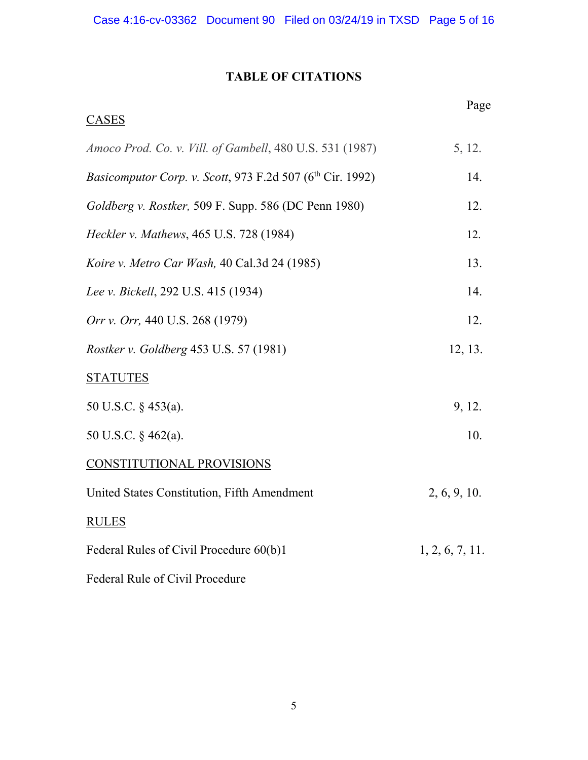## TABLE OF CITATIONS

| | Page |
|---|---|
| <u>CASES</u> | |
| *Amoco Prod. Co. v. Vill. of Gambell*, 480 U.S. 531 (1987) | 5, 12. |
| *Basicomputor Corp. v. Scott*, 973 F.2d 507 (6th Cir. 1992) | 14. |
| *Goldberg v. Rostker,* 509 F. Supp. 586 (DC Penn 1980) | 12. |
| *Heckler v. Mathews*, 465 U.S. 728 (1984) | 12. |
| *Koire v. Metro Car Wash,* 40 Cal.3d 24 (1985) | 13. |
| *Lee v. Bickell*, 292 U.S. 415 (1934) | 14. |
| *Orr v. Orr,* 440 U.S. 268 (1979) | 12. |
| *Rostker v. Goldberg* 453 U.S. 57 (1981) | 12, 13. |
| <u>STATUTES</u> | |
| 50 U.S.C. § 453(a). | 9, 12. |
| 50 U.S.C. § 462(a). | 10. |
| <u>CONSTITUTIONAL PROVISIONS</u> | |
| United States Constitution, Fifth Amendment | 2, 6, 9, 10. |
| <u>RULES</u> | |
| Federal Rules of Civil Procedure 60(b)1 | 1, 2, 6, 7, 11. |
| Federal Rule of Civil Procedure | |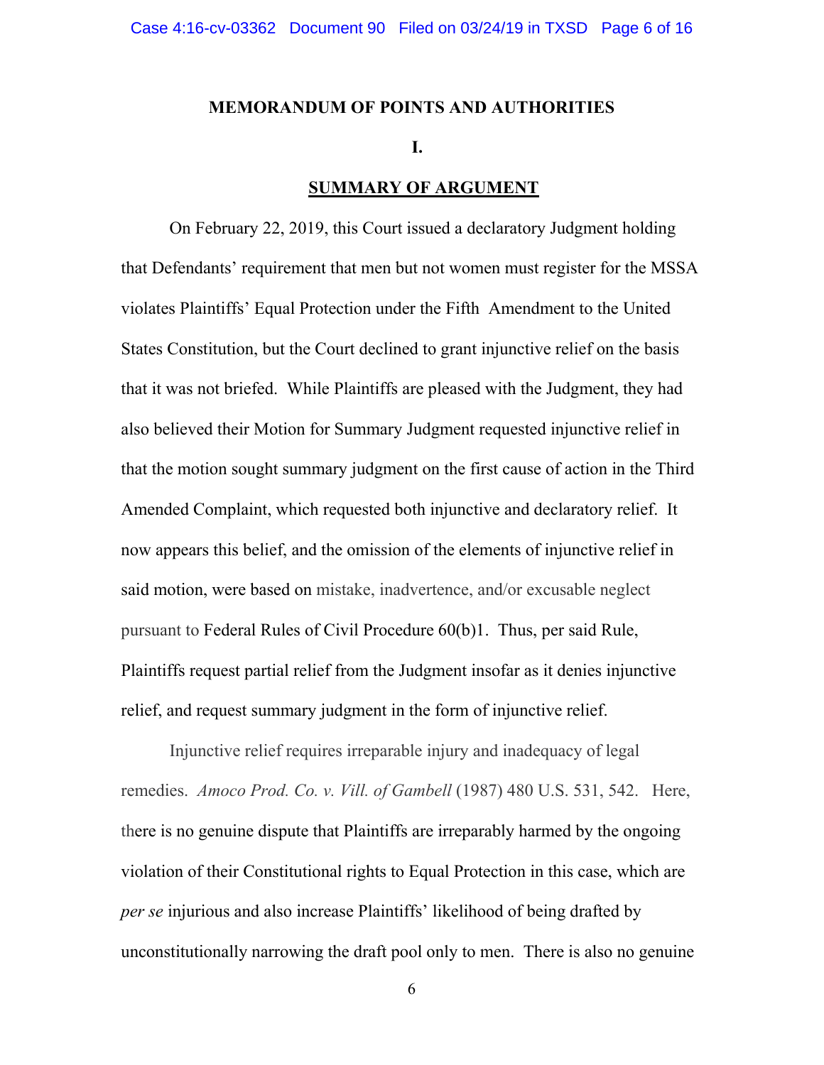## MEMORANDUM OF POINTS AND AUTHORITIES

### I.

### SUMMARY OF ARGUMENT

On February 22, 2019, this Court issued a declaratory Judgment holding that Defendants' requirement that men but not women must register for the MSSA violates Plaintiffs' Equal Protection under the Fifth Amendment to the United States Constitution, but the Court declined to grant injunctive relief on the basis that it was not briefed. While Plaintiffs are pleased with the Judgment, they had also believed their Motion for Summary Judgment requested injunctive relief in that the motion sought summary judgment on the first cause of action in the Third Amended Complaint, which requested both injunctive and declaratory relief. It now appears this belief, and the omission of the elements of injunctive relief in said motion, were based on mistake, inadvertence, and/or excusable neglect pursuant to Federal Rules of Civil Procedure 60(b)1. Thus, per said Rule, Plaintiffs request partial relief from the Judgment insofar as it denies injunctive relief, and request summary judgment in the form of injunctive relief.

Injunctive relief requires irreparable injury and inadequacy of legal remedies. *Amoco Prod. Co. v. Vill. of Gambell* (1987) 480 U.S. 531, 542. Here, there is no genuine dispute that Plaintiffs are irreparably harmed by the ongoing violation of their Constitutional rights to Equal Protection in this case, which are *per se* injurious and also increase Plaintiffs' likelihood of being drafted by unconstitutionally narrowing the draft pool only to men. There is also no genuine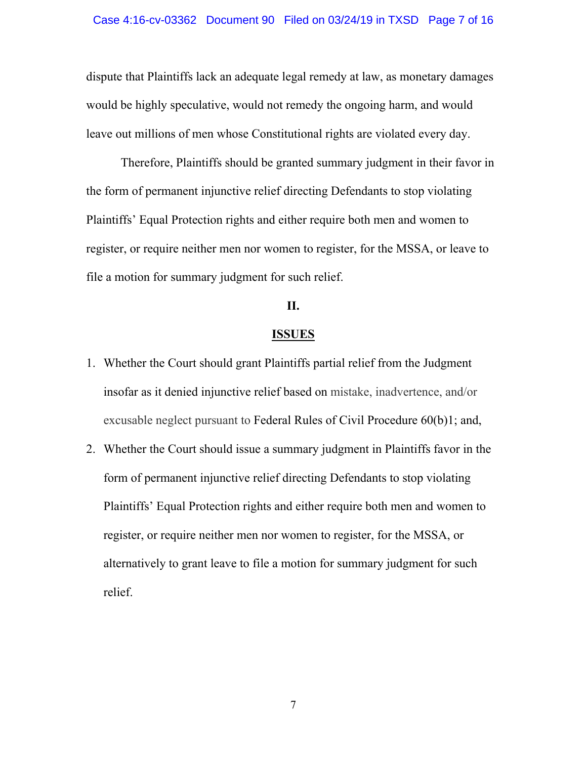dispute that Plaintiffs lack an adequate legal remedy at law, as monetary damages would be highly speculative, would not remedy the ongoing harm, and would leave out millions of men whose Constitutional rights are violated every day.

Therefore, Plaintiffs should be granted summary judgment in their favor in the form of permanent injunctive relief directing Defendants to stop violating Plaintiffs' Equal Protection rights and either require both men and women to register, or require neither men nor women to register, for the MSSA, or leave to file a motion for summary judgment for such relief.

## II.

## ISSUES

1. Whether the Court should grant Plaintiffs partial relief from the Judgment insofar as it denied injunctive relief based on mistake, inadvertence, and/or excusable neglect pursuant to Federal Rules of Civil Procedure 60(b)1; and,
2. Whether the Court should issue a summary judgment in Plaintiffs favor in the form of permanent injunctive relief directing Defendants to stop violating Plaintiffs' Equal Protection rights and either require both men and women to register, or require neither men nor women to register, for the MSSA, or alternatively to grant leave to file a motion for summary judgment for such relief.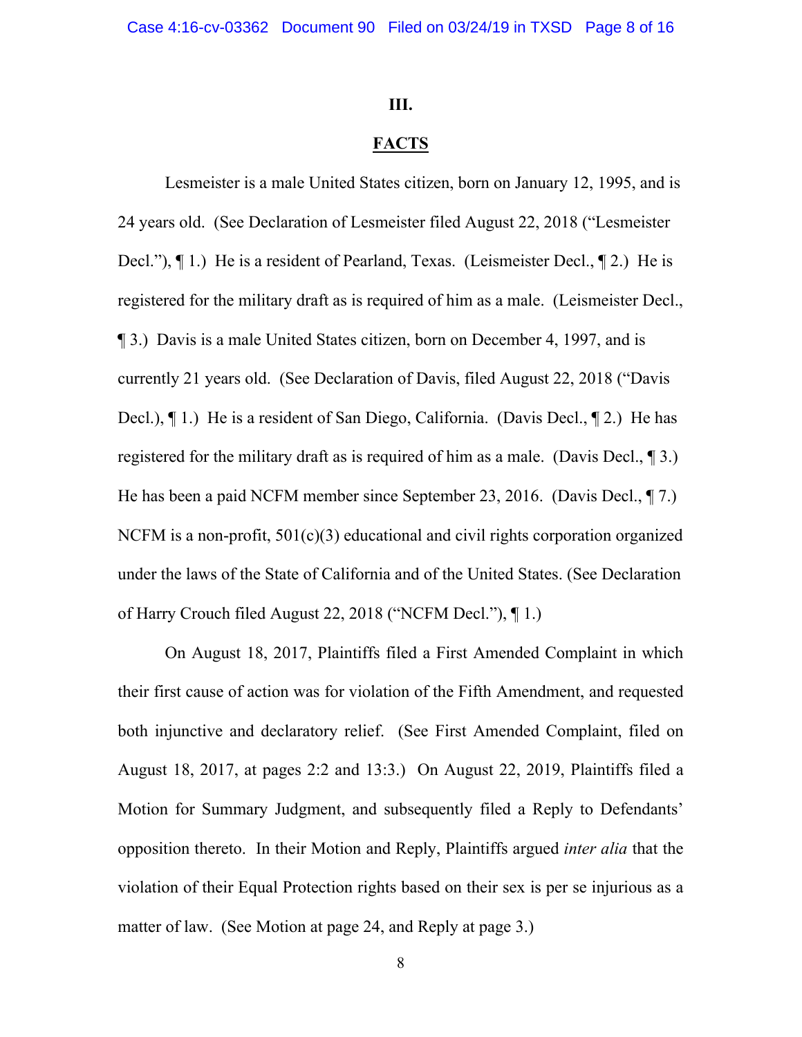## III.

## FACTS

Lesmeister is a male United States citizen, born on January 12, 1995, and is 24 years old. (See Declaration of Lesmeister filed August 22, 2018 ("Lesmeister Decl."), ¶ 1.) He is a resident of Pearland, Texas. (Leismeister Decl., ¶ 2.) He is registered for the military draft as is required of him as a male. (Leismeister Decl., ¶ 3.) Davis is a male United States citizen, born on December 4, 1997, and is currently 21 years old. (See Declaration of Davis, filed August 22, 2018 ("Davis Decl.), ¶ 1.) He is a resident of San Diego, California. (Davis Decl., ¶ 2.) He has registered for the military draft as is required of him as a male. (Davis Decl., ¶ 3.) He has been a paid NCFM member since September 23, 2016. (Davis Decl., ¶ 7.) NCFM is a non-profit, 501(c)(3) educational and civil rights corporation organized under the laws of the State of California and of the United States. (See Declaration of Harry Crouch filed August 22, 2018 ("NCFM Decl."), ¶ 1.)

On August 18, 2017, Plaintiffs filed a First Amended Complaint in which their first cause of action was for violation of the Fifth Amendment, and requested both injunctive and declaratory relief. (See First Amended Complaint, filed on August 18, 2017, at pages 2:2 and 13:3.) On August 22, 2019, Plaintiffs filed a Motion for Summary Judgment, and subsequently filed a Reply to Defendants' opposition thereto. In their Motion and Reply, Plaintiffs argued *inter alia* that the violation of their Equal Protection rights based on their sex is per se injurious as a matter of law. (See Motion at page 24, and Reply at page 3.)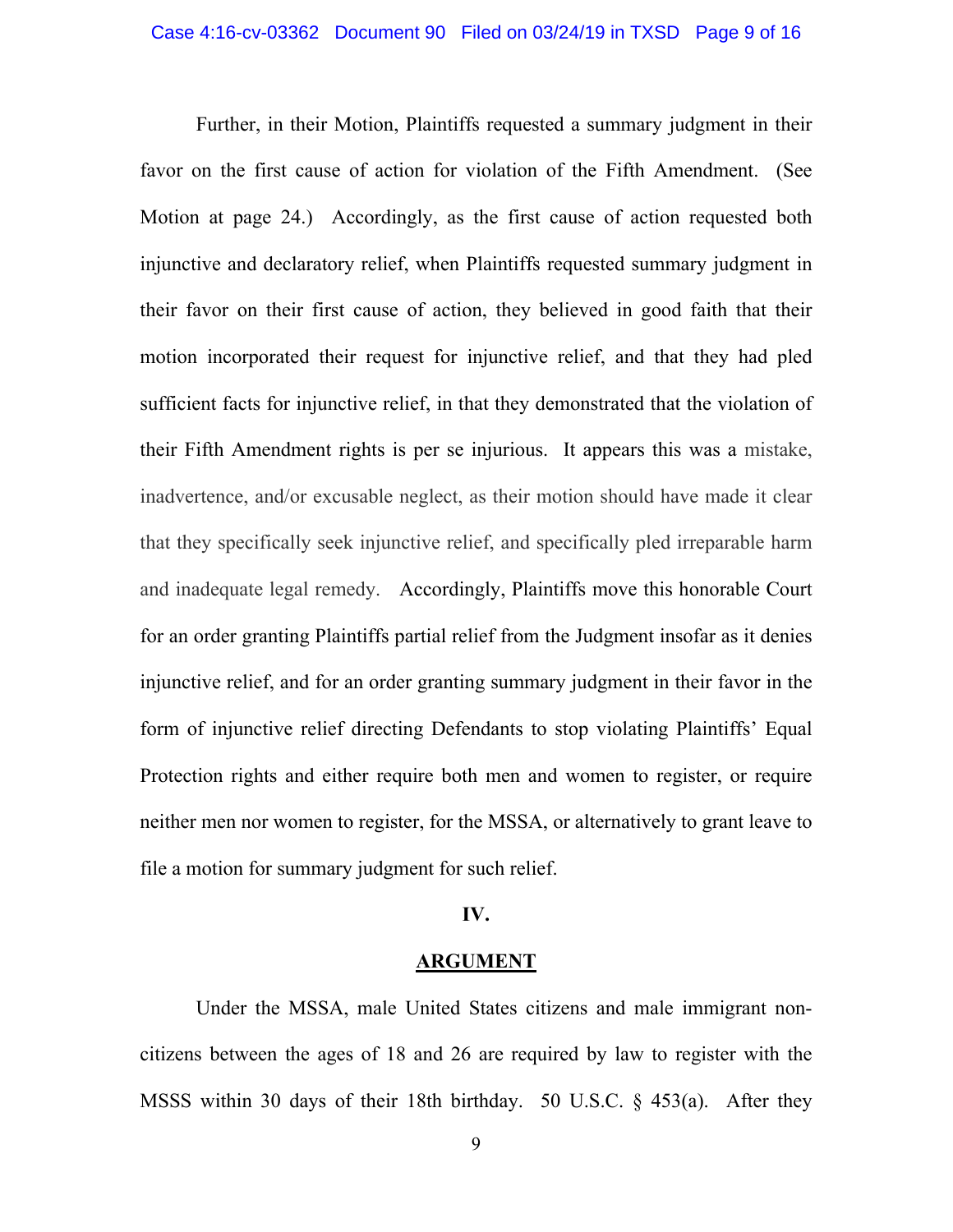Further, in their Motion, Plaintiffs requested a summary judgment in their favor on the first cause of action for violation of the Fifth Amendment. (See Motion at page 24.) Accordingly, as the first cause of action requested both injunctive and declaratory relief, when Plaintiffs requested summary judgment in their favor on their first cause of action, they believed in good faith that their motion incorporated their request for injunctive relief, and that they had pled sufficient facts for injunctive relief, in that they demonstrated that the violation of their Fifth Amendment rights is per se injurious. It appears this was a mistake, inadvertence, and/or excusable neglect, as their motion should have made it clear that they specifically seek injunctive relief, and specifically pled irreparable harm and inadequate legal remedy. Accordingly, Plaintiffs move this honorable Court for an order granting Plaintiffs partial relief from the Judgment insofar as it denies injunctive relief, and for an order granting summary judgment in their favor in the form of injunctive relief directing Defendants to stop violating Plaintiffs' Equal Protection rights and either require both men and women to register, or require neither men nor women to register, for the MSSA, or alternatively to grant leave to file a motion for summary judgment for such relief.

## IV.

## ARGUMENT

Under the MSSA, male United States citizens and male immigrant non-citizens between the ages of 18 and 26 are required by law to register with the MSSS within 30 days of their 18th birthday. 50 U.S.C. § 453(a). After they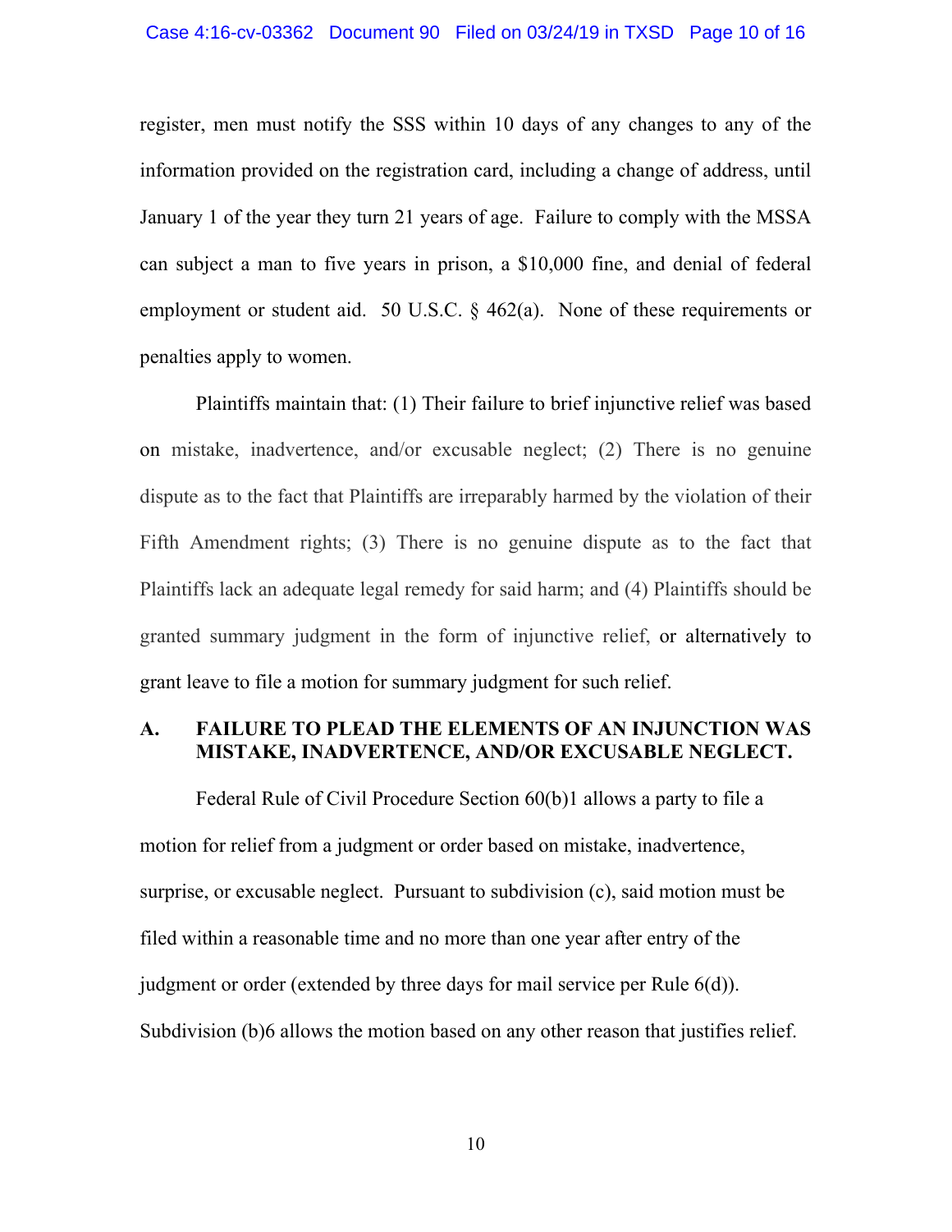register, men must notify the SSS within 10 days of any changes to any of the information provided on the registration card, including a change of address, until January 1 of the year they turn 21 years of age. Failure to comply with the MSSA can subject a man to five years in prison, a $10,000 fine, and denial of federal employment or student aid. 50 U.S.C. § 462(a). None of these requirements or penalties apply to women.

Plaintiffs maintain that: (1) Their failure to brief injunctive relief was based on mistake, inadvertence, and/or excusable neglect; (2) There is no genuine dispute as to the fact that Plaintiffs are irreparably harmed by the violation of their Fifth Amendment rights; (3) There is no genuine dispute as to the fact that Plaintiffs lack an adequate legal remedy for said harm; and (4) Plaintiffs should be granted summary judgment in the form of injunctive relief, or alternatively to grant leave to file a motion for summary judgment for such relief.

## A. FAILURE TO PLEAD THE ELEMENTS OF AN INJUNCTION WAS MISTAKE, INADVERTENCE, AND/OR EXCUSABLE NEGLECT.

Federal Rule of Civil Procedure Section 60(b)1 allows a party to file a motion for relief from a judgment or order based on mistake, inadvertence, surprise, or excusable neglect. Pursuant to subdivision (c), said motion must be filed within a reasonable time and no more than one year after entry of the judgment or order (extended by three days for mail service per Rule 6(d)). Subdivision (b)6 allows the motion based on any other reason that justifies relief.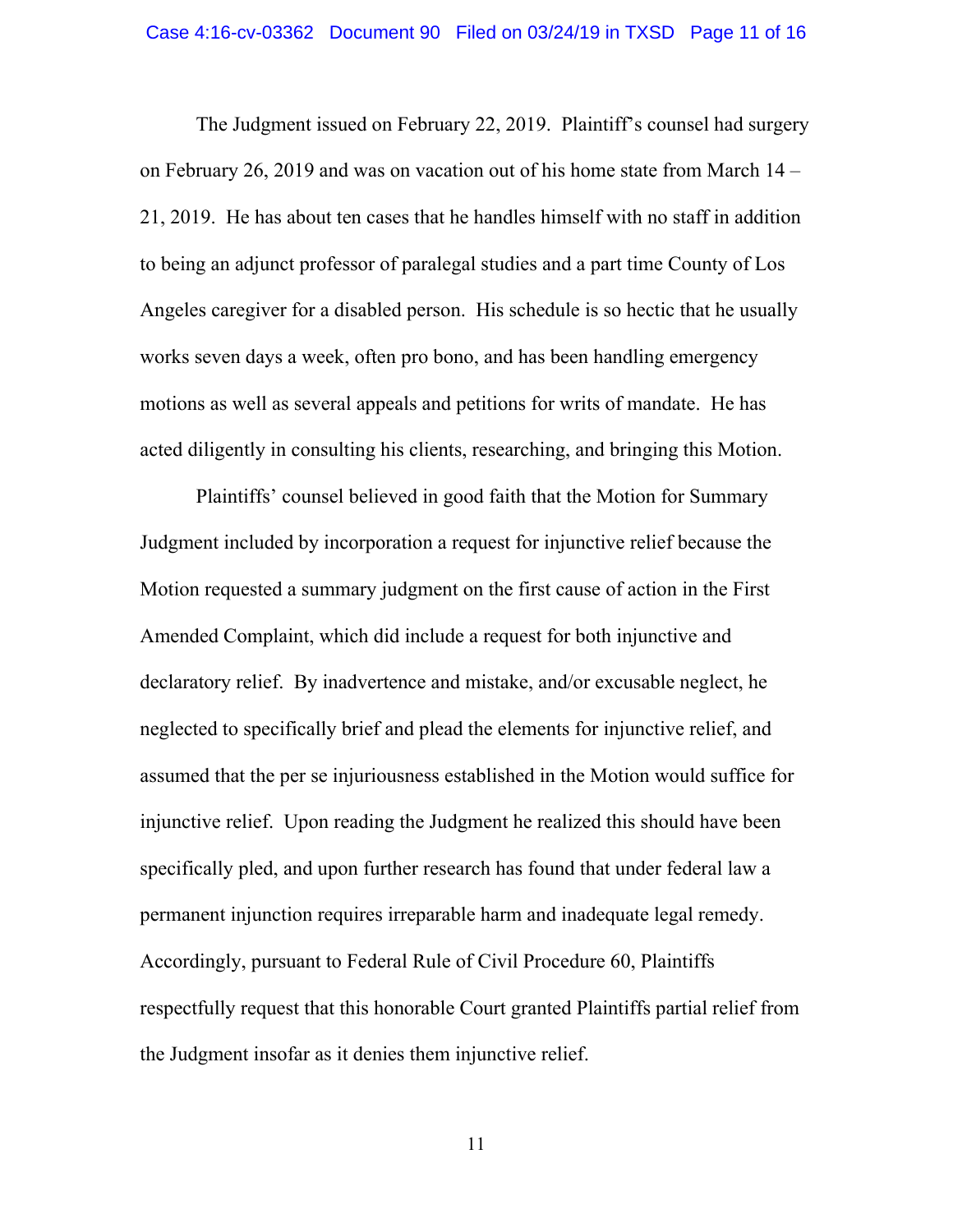The Judgment issued on February 22, 2019. Plaintiff's counsel had surgery on February 26, 2019 and was on vacation out of his home state from March 14 – 21, 2019. He has about ten cases that he handles himself with no staff in addition to being an adjunct professor of paralegal studies and a part time County of Los Angeles caregiver for a disabled person. His schedule is so hectic that he usually works seven days a week, often pro bono, and has been handling emergency motions as well as several appeals and petitions for writs of mandate. He has acted diligently in consulting his clients, researching, and bringing this Motion.

Plaintiffs' counsel believed in good faith that the Motion for Summary Judgment included by incorporation a request for injunctive relief because the Motion requested a summary judgment on the first cause of action in the First Amended Complaint, which did include a request for both injunctive and declaratory relief. By inadvertence and mistake, and/or excusable neglect, he neglected to specifically brief and plead the elements for injunctive relief, and assumed that the per se injuriousness established in the Motion would suffice for injunctive relief. Upon reading the Judgment he realized this should have been specifically pled, and upon further research has found that under federal law a permanent injunction requires irreparable harm and inadequate legal remedy. Accordingly, pursuant to Federal Rule of Civil Procedure 60, Plaintiffs respectfully request that this honorable Court granted Plaintiffs partial relief from the Judgment insofar as it denies them injunctive relief.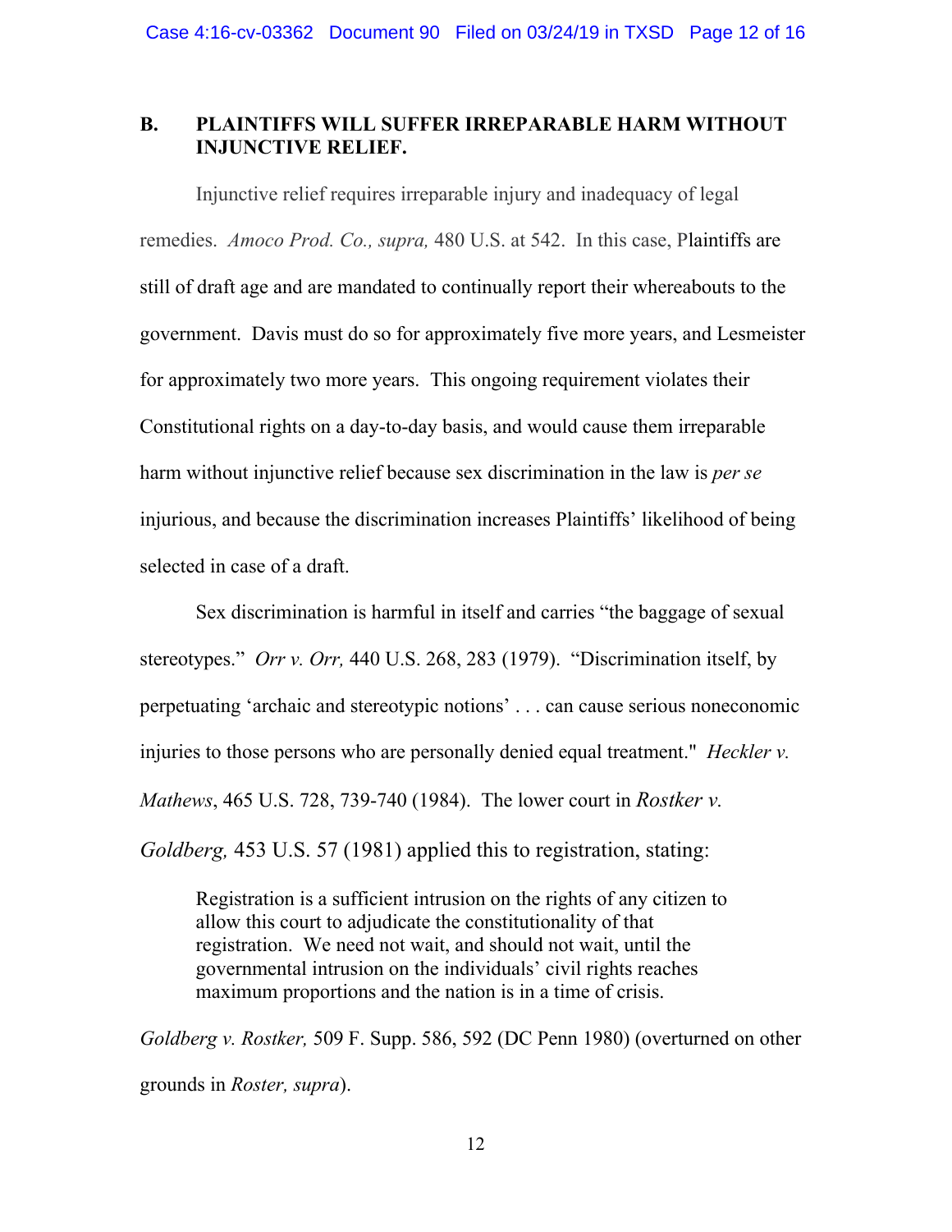## B. PLAINTIFFS WILL SUFFER IRREPARABLE HARM WITHOUT INJUNCTIVE RELIEF.

Injunctive relief requires irreparable injury and inadequacy of legal remedies. *Amoco Prod. Co., supra,* 480 U.S. at 542. In this case, Plaintiffs are still of draft age and are mandated to continually report their whereabouts to the government. Davis must do so for approximately five more years, and Lesmeister for approximately two more years. This ongoing requirement violates their Constitutional rights on a day-to-day basis, and would cause them irreparable harm without injunctive relief because sex discrimination in the law is *per se* injurious, and because the discrimination increases Plaintiffs' likelihood of being selected in case of a draft.

Sex discrimination is harmful in itself and carries "the baggage of sexual stereotypes." *Orr v. Orr,* 440 U.S. 268, 283 (1979). "Discrimination itself, by perpetuating 'archaic and stereotypic notions' . . . can cause serious noneconomic injuries to those persons who are personally denied equal treatment." *Heckler v. Mathews*, 465 U.S. 728, 739-740 (1984). The lower court in *Rostker v. Goldberg,* 453 U.S. 57 (1981) applied this to registration, stating:

> Registration is a sufficient intrusion on the rights of any citizen to allow this court to adjudicate the constitutionality of that registration. We need not wait, and should not wait, until the governmental intrusion on the individuals' civil rights reaches maximum proportions and the nation is in a time of crisis.

*Goldberg v. Rostker,* 509 F. Supp. 586, 592 (DC Penn 1980) (overturned on other grounds in *Roster, supra*).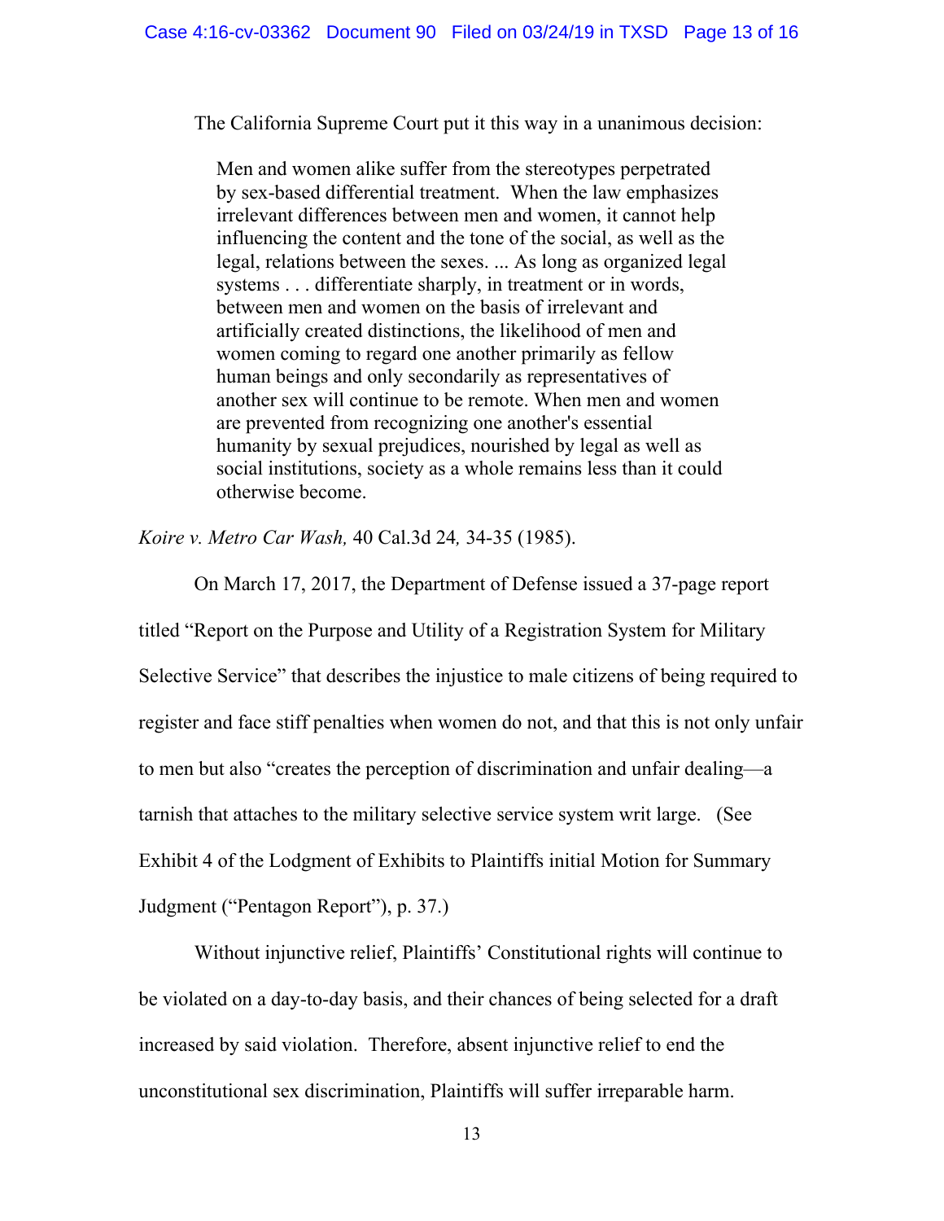The California Supreme Court put it this way in a unanimous decision:

> Men and women alike suffer from the stereotypes perpetrated by sex-based differential treatment. When the law emphasizes irrelevant differences between men and women, it cannot help influencing the content and the tone of the social, as well as the legal, relations between the sexes. ... As long as organized legal systems . . . differentiate sharply, in treatment or in words, between men and women on the basis of irrelevant and artificially created distinctions, the likelihood of men and women coming to regard one another primarily as fellow human beings and only secondarily as representatives of another sex will continue to be remote. When men and women are prevented from recognizing one another's essential humanity by sexual prejudices, nourished by legal as well as social institutions, society as a whole remains less than it could otherwise become.

*Koire v. Metro Car Wash,* 40 Cal.3d 24*,* 34-35 (1985).

On March 17, 2017, the Department of Defense issued a 37-page report titled "Report on the Purpose and Utility of a Registration System for Military Selective Service" that describes the injustice to male citizens of being required to register and face stiff penalties when women do not, and that this is not only unfair to men but also "creates the perception of discrimination and unfair dealing—a tarnish that attaches to the military selective service system writ large. (See Exhibit 4 of the Lodgment of Exhibits to Plaintiffs initial Motion for Summary Judgment ("Pentagon Report"), p. 37.)

Without injunctive relief, Plaintiffs' Constitutional rights will continue to be violated on a day-to-day basis, and their chances of being selected for a draft increased by said violation. Therefore, absent injunctive relief to end the unconstitutional sex discrimination, Plaintiffs will suffer irreparable harm.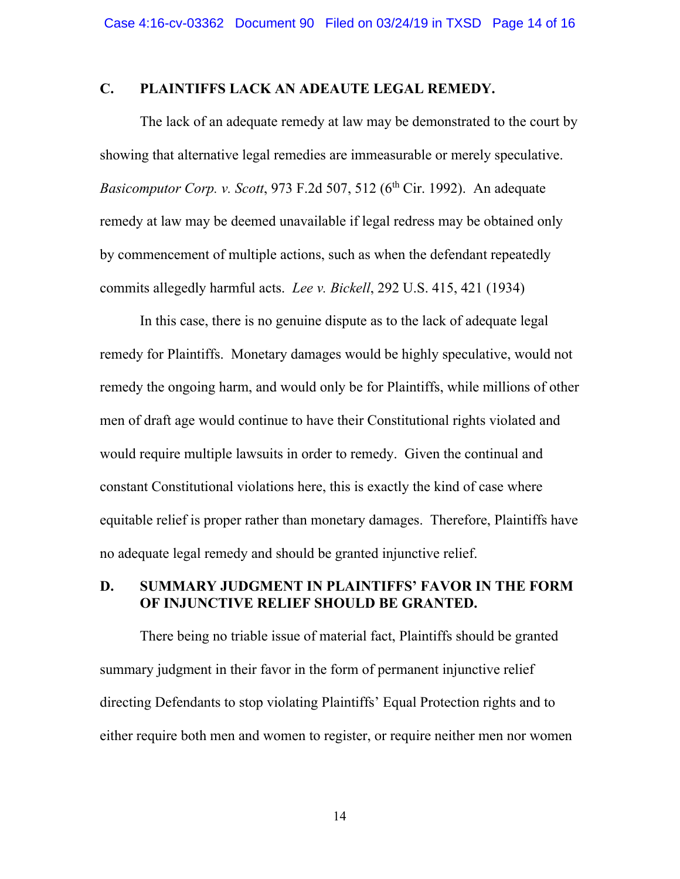## C. PLAINTIFFS LACK AN ADEAUTE LEGAL REMEDY.

The lack of an adequate remedy at law may be demonstrated to the court by showing that alternative legal remedies are immeasurable or merely speculative. *Basicomputor Corp. v. Scott*, 973 F.2d 507, 512 (6th Cir. 1992). An adequate remedy at law may be deemed unavailable if legal redress may be obtained only by commencement of multiple actions, such as when the defendant repeatedly commits allegedly harmful acts. *Lee v. Bickell*, 292 U.S. 415, 421 (1934)

In this case, there is no genuine dispute as to the lack of adequate legal remedy for Plaintiffs. Monetary damages would be highly speculative, would not remedy the ongoing harm, and would only be for Plaintiffs, while millions of other men of draft age would continue to have their Constitutional rights violated and would require multiple lawsuits in order to remedy. Given the continual and constant Constitutional violations here, this is exactly the kind of case where equitable relief is proper rather than monetary damages. Therefore, Plaintiffs have no adequate legal remedy and should be granted injunctive relief.

## D. SUMMARY JUDGMENT IN PLAINTIFFS' FAVOR IN THE FORM OF INJUNCTIVE RELIEF SHOULD BE GRANTED.

There being no triable issue of material fact, Plaintiffs should be granted summary judgment in their favor in the form of permanent injunctive relief directing Defendants to stop violating Plaintiffs' Equal Protection rights and to either require both men and women to register, or require neither men nor women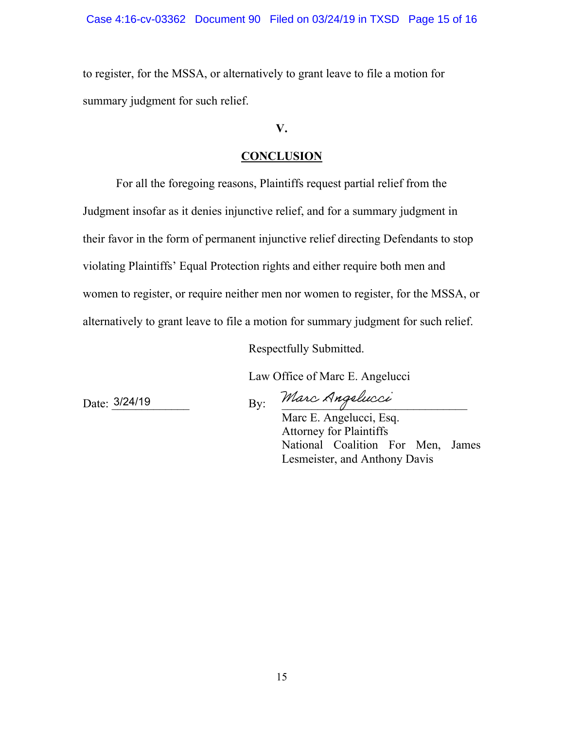to register, for the MSSA, or alternatively to grant leave to file a motion for summary judgment for such relief.

## V.

## CONCLUSION

For all the foregoing reasons, Plaintiffs request partial relief from the Judgment insofar as it denies injunctive relief, and for a summary judgment in their favor in the form of permanent injunctive relief directing Defendants to stop violating Plaintiffs' Equal Protection rights and either require both men and women to register, or require neither men nor women to register, for the MSSA, or alternatively to grant leave to file a motion for summary judgment for such relief.

Respectfully Submitted.

Law Office of Marc E. Angelucci

Date: 3/24/19

By: *Marc Angelucci*

Marc E. Angelucci, Esq.
Attorney for Plaintiffs
National Coalition For Men, James Lesmeister, and Anthony Davis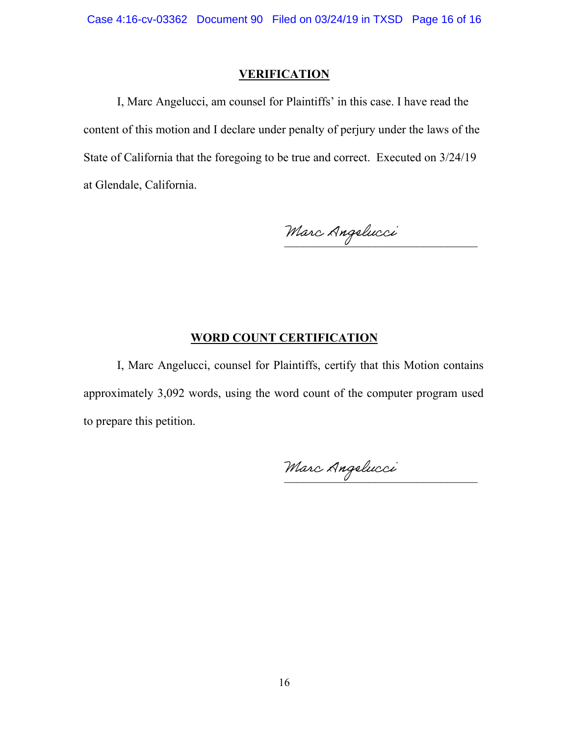**VERIFICATION**

I, Marc Angelucci, am counsel for Plaintiffs' in this case. I have read the content of this motion and I declare under penalty of perjury under the laws of the State of California that the foregoing to be true and correct. Executed on 3/24/19 at Glendale, California.

Marc Angelucci
\_\_\_\_\_\_\_\_\_\_\_\_\_\_\_\_\_\_\_\_\_\_\_\_\_\_\_\_\_\_\_

**WORD COUNT CERTIFICATION**

I, Marc Angelucci, counsel for Plaintiffs, certify that this Motion contains approximately 3,092 words, using the word count of the computer program used to prepare this petition.

Marc Angelucci
\_\_\_\_\_\_\_\_\_\_\_\_\_\_\_\_\_\_\_\_\_\_\_\_\_\_\_\_\_\_\_